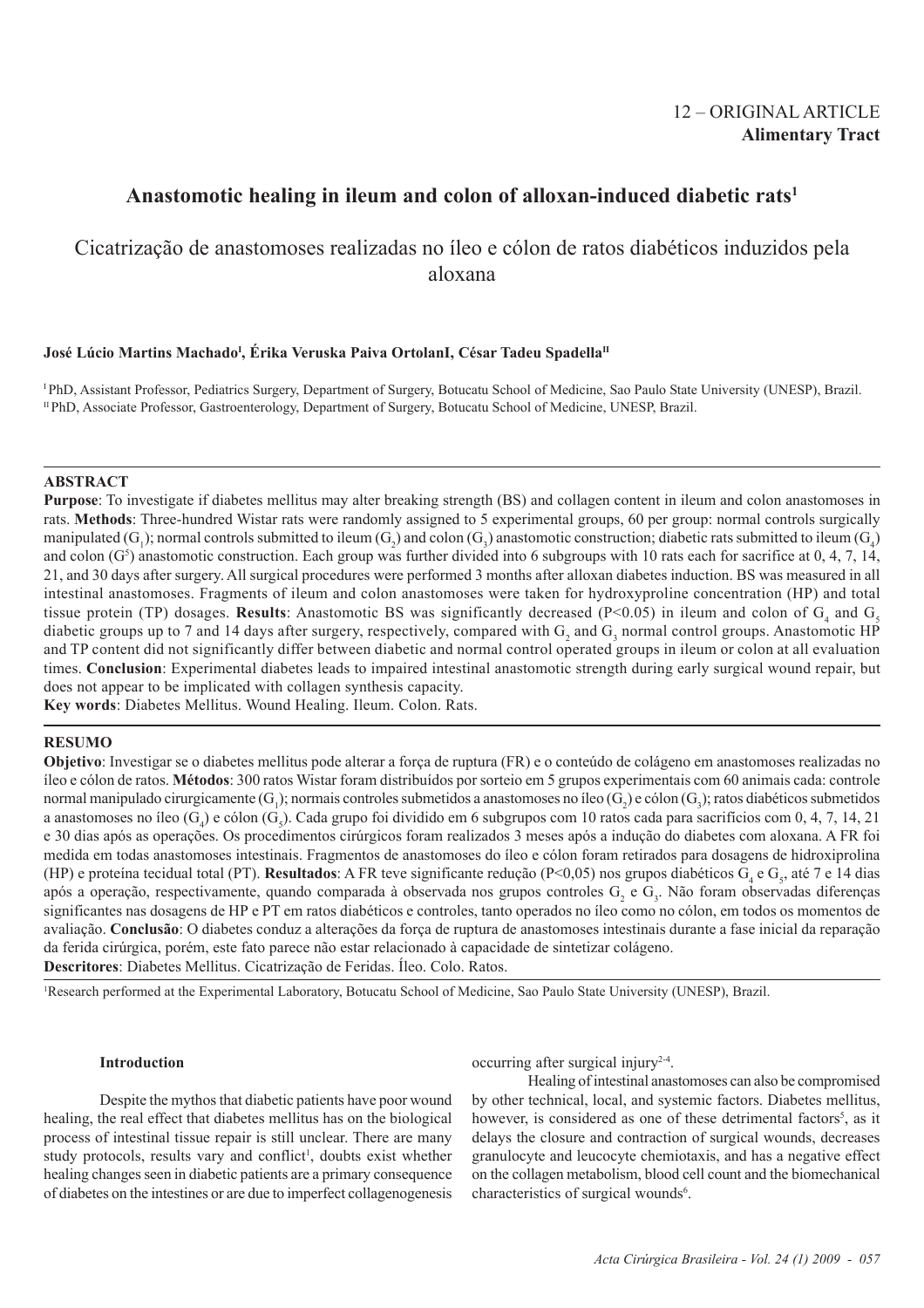12 – ORIGINAL ARTICLE
**Alimentary Tract**

# Anastomotic healing in ileum and colon of alloxan-induced diabetic rats[1]

## Cicatrização de anastomoses realizadas no íleo e cólon de ratos diabéticos induzidos pela aloxana

**José Lúcio Martins Machado[I], Érika Veruska Paiva OrtolanI, César Tadeu Spadella[II]**

[I] PhD, Assistant Professor, Pediatrics Surgery, Department of Surgery, Botucatu School of Medicine, Sao Paulo State University (UNESP), Brazil.
[II] PhD, Associate Professor, Gastroenterology, Department of Surgery, Botucatu School of Medicine, UNESP, Brazil.

### ABSTRACT

**Purpose**: To investigate if diabetes mellitus may alter breaking strength (BS) and collagen content in ileum and colon anastomoses in rats. **Methods**: Three-hundred Wistar rats were randomly assigned to 5 experimental groups, 60 per group: normal controls surgically manipulated ($G_1$); normal controls submitted to ileum ($G_2$) and colon ($G_3$) anastomotic construction; diabetic rats submitted to ileum ($G_4$) and colon ($G^5$) anastomotic construction. Each group was further divided into 6 subgroups with 10 rats each for sacrifice at 0, 4, 7, 14, 21, and 30 days after surgery. All surgical procedures were performed 3 months after alloxan diabetes induction. BS was measured in all intestinal anastomoses. Fragments of ileum and colon anastomoses were taken for hydroxyproline concentration (HP) and total tissue protein (TP) dosages. **Results**: Anastomotic BS was significantly decreased ($P<0.05$) in ileum and colon of $G_4$ and $G_5$ diabetic groups up to 7 and 14 days after surgery, respectively, compared with $G_2$ and $G_3$ normal control groups. Anastomotic HP and TP content did not significantly differ between diabetic and normal control operated groups in ileum or colon at all evaluation times. **Conclusion**: Experimental diabetes leads to impaired intestinal anastomotic strength during early surgical wound repair, but does not appear to be implicated with collagen synthesis capacity.
**Key words**: Diabetes Mellitus. Wound Healing. Ileum. Colon. Rats.

### RESUMO

**Objetivo**: Investigar se o diabetes mellitus pode alterar a força de ruptura (FR) e o conteúdo de colágeno em anastomoses realizadas no íleo e cólon de ratos. **Métodos**: 300 ratos Wistar foram distribuídos por sorteio em 5 grupos experimentais com 60 animais cada: controle normal manipulado cirurgicamente ($G_1$); normais controles submetidos a anastomoses no íleo ($G_2$) e cólon ($G_3$); ratos diabéticos submetidos a anastomoses no íleo ($G_4$) e cólon ($G_5$). Cada grupo foi dividido em 6 subgrupos com 10 ratos cada para sacrifícios com 0, 4, 7, 14, 21 e 30 dias após as operações. Os procedimentos cirúrgicos foram realizados 3 meses após a indução do diabetes com aloxana. A FR foi medida em todas anastomoses intestinais. Fragmentos de anastomoses do íleo e cólon foram retirados para dosagens de hidroxiprolina (HP) e proteína tecidual total (PT). **Resultados**: A FR teve significante redução ($P<0,05$) nos grupos diabéticos $G_4$ e $G_5$, até 7 e 14 dias após a operação, respectivamente, quando comparada à observada nos grupos controles $G_2$ e $G_3$. Não foram observadas diferenças significantes nas dosagens de HP e PT em ratos diabéticos e controles, tanto operados no íleo como no cólon, em todos os momentos de avaliação. **Conclusão**: O diabetes conduz a alterações da força de ruptura de anastomoses intestinais durante a fase inicial da reparação da ferida cirúrgica, porém, este fato parece não estar relacionado à capacidade de sintetizar colágeno.
**Descritores**: Diabetes Mellitus. Cicatrização de Feridas. Íleo. Colo. Ratos.

[1] Research performed at the Experimental Laboratory, Botucatu School of Medicine, Sao Paulo State University (UNESP), Brazil.

### Introduction

Despite the mythos that diabetic patients have poor wound healing, the real effect that diabetes mellitus has on the biological process of intestinal tissue repair is still unclear. There are many study protocols, results vary and conflict[1], doubts exist whether healing changes seen in diabetic patients are a primary consequence of diabetes on the intestines or are due to imperfect collagenogenesis occurring after surgical injury[2-4].

Healing of intestinal anastomoses can also be compromised by other technical, local, and systemic factors. Diabetes mellitus, however, is considered as one of these detrimental factors[5], as it delays the closure and contraction of surgical wounds, decreases granulocyte and leucocyte chemiotaxis, and has a negative effect on the collagen metabolism, blood cell count and the biomechanical characteristics of surgical wounds[6].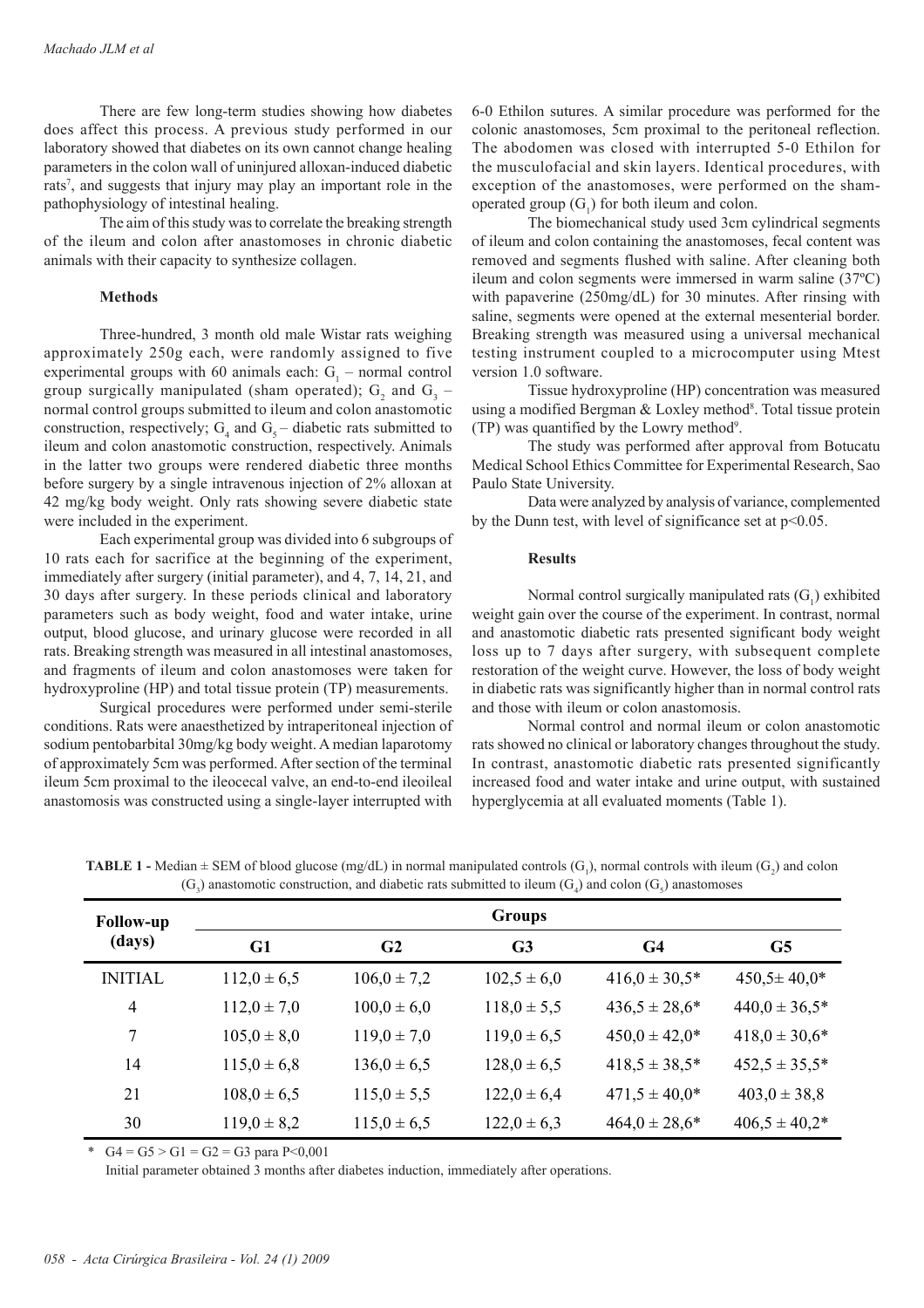There are few long-term studies showing how diabetes does affect this process. A previous study performed in our laboratory showed that diabetes on its own cannot change healing parameters in the colon wall of uninjured alloxan-induced diabetic rats[7], and suggests that injury may play an important role in the pathophysiology of intestinal healing.

The aim of this study was to correlate the breaking strength of the ileum and colon after anastomoses in chronic diabetic animals with their capacity to synthesize collagen.

## Methods

Three-hundred, 3 month old male Wistar rats weighing approximately 250g each, were randomly assigned to five experimental groups with 60 animals each: $G_1$ – normal control group surgically manipulated (sham operated); $G_2$ and $G_3$ – normal control groups submitted to ileum and colon anastomotic construction, respectively; $G_4$ and $G_5$ – diabetic rats submitted to ileum and colon anastomotic construction, respectively. Animals in the latter two groups were rendered diabetic three months before surgery by a single intravenous injection of 2% alloxan at 42 mg/kg body weight. Only rats showing severe diabetic state were included in the experiment.

Each experimental group was divided into 6 subgroups of 10 rats each for sacrifice at the beginning of the experiment, immediately after surgery (initial parameter), and 4, 7, 14, 21, and 30 days after surgery. In these periods clinical and laboratory parameters such as body weight, food and water intake, urine output, blood glucose, and urinary glucose were recorded in all rats. Breaking strength was measured in all intestinal anastomoses, and fragments of ileum and colon anastomoses were taken for hydroxyproline (HP) and total tissue protein (TP) measurements.

Surgical procedures were performed under semi-sterile conditions. Rats were anaesthetized by intraperitoneal injection of sodium pentobarbital 30mg/kg body weight. A median laparotomy of approximately 5cm was performed. After section of the terminal ileum 5cm proximal to the ileocecal valve, an end-to-end ileoileal anastomosis was constructed using a single-layer interrupted with 6-0 Ethilon sutures. A similar procedure was performed for the colonic anastomoses, 5cm proximal to the peritoneal reflection. The abodomen was closed with interrupted 5-0 Ethilon for the musculofacial and skin layers. Identical procedures, with exception of the anastomoses, were performed on the sham-operated group ($G_1$) for both ileum and colon.

The biomechanical study used 3cm cylindrical segments of ileum and colon containing the anastomoses, fecal content was removed and segments flushed with saline. After cleaning both ileum and colon segments were immersed in warm saline (37ºC) with papaverine (250mg/dL) for 30 minutes. After rinsing with saline, segments were opened at the external mesenterial border. Breaking strength was measured using a universal mechanical testing instrument coupled to a microcomputer using Mtest version 1.0 software.

Tissue hydroxyproline (HP) concentration was measured using a modified Bergman & Loxley method[8]. Total tissue protein (TP) was quantified by the Lowry method[9].

The study was performed after approval from Botucatu Medical School Ethics Committee for Experimental Research, Sao Paulo State University.

Data were analyzed by analysis of variance, complemented by the Dunn test, with level of significance set at $p<0.05$.

## Results

Normal control surgically manipulated rats ($G_1$) exhibited weight gain over the course of the experiment. In contrast, normal and anastomotic diabetic rats presented significant body weight loss up to 7 days after surgery, with subsequent complete restoration of the weight curve. However, the loss of body weight in diabetic rats was significantly higher than in normal control rats and those with ileum or colon anastomosis.

Normal control and normal ileum or colon anastomotic rats showed no clinical or laboratory changes throughout the study. In contrast, anastomotic diabetic rats presented significantly increased food and water intake and urine output, with sustained hyperglycemia at all evaluated moments (Table 1).

**TABLE 1 -** Median ± SEM of blood glucose (mg/dL) in normal manipulated controls ($G_1$), normal controls with ileum ($G_2$) and colon ($G_3$) anastomotic construction, and diabetic rats submitted to ileum ($G_4$) and colon ($G_5$) anastomoses

| Follow-up (days) | Groups | | | | |
|---|---|---|---|---|---|
| | G1 | G2 | G3 | G4 | G5 |
| INITIAL | 112,0 ± 6,5 | 106,0 ± 7,2 | 102,5 ± 6,0 | 416,0 ± 30,5* | 450,5± 40,0* |
| 4 | 112,0 ± 7,0 | 100,0 ± 6,0 | 118,0 ± 5,5 | 436,5 ± 28,6* | 440,0 ± 36,5* |
| 7 | 105,0 ± 8,0 | 119,0 ± 7,0 | 119,0 ± 6,5 | 450,0 ± 42,0* | 418,0 ± 30,6* |
| 14 | 115,0 ± 6,8 | 136,0 ± 6,5 | 128,0 ± 6,5 | 418,5 ± 38,5* | 452,5 ± 35,5* |
| 21 | 108,0 ± 6,5 | 115,0 ± 5,5 | 122,0 ± 6,4 | 471,5 ± 40,0* | 403,0 ± 38,8 |
| 30 | 119,0 ± 8,2 | 115,0 ± 6,5 | 122,0 ± 6,3 | 464,0 ± 28,6* | 406,5 ± 40,2* |

\* G4 = G5 > G1 = G2 = G3 para P<0,001

Initial parameter obtained 3 months after diabetes induction, immediately after operations.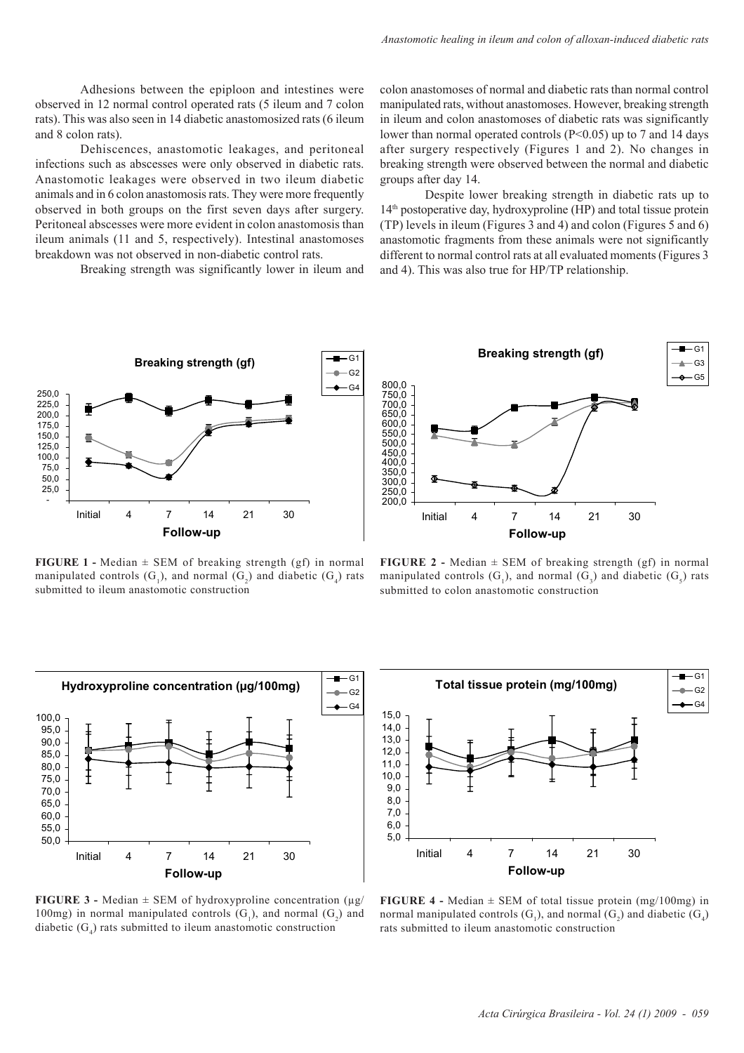Adhesions between the epiploon and intestines were observed in 12 normal control operated rats (5 ileum and 7 colon rats). This was also seen in 14 diabetic anastomosized rats (6 ileum and 8 colon rats).

Dehiscences, anastomotic leakages, and peritoneal infections such as abscesses were only observed in diabetic rats. Anastomotic leakages were observed in two ileum diabetic animals and in 6 colon anastomosis rats. They were more frequently observed in both groups on the first seven days after surgery. Peritoneal abscesses were more evident in colon anastomosis than ileum animals (11 and 5, respectively). Intestinal anastomoses breakdown was not observed in non-diabetic control rats.

Breaking strength was significantly lower in ileum and colon anastomoses of normal and diabetic rats than normal control manipulated rats, without anastomoses. However, breaking strength in ileum and colon anastomoses of diabetic rats was significantly lower than normal operated controls ($P<0.05$) up to 7 and 14 days after surgery respectively (Figures 1 and 2). No changes in breaking strength were observed between the normal and diabetic groups after day 14.

Despite lower breaking strength in diabetic rats up to 14th postoperative day, hydroxyproline (HP) and total tissue protein (TP) levels in ileum (Figures 3 and 4) and colon (Figures 5 and 6) anastomotic fragments from these animals were not significantly different to normal control rats at all evaluated moments (Figures 3 and 4). This was also true for HP/TP relationship.

**FIGURE 1 -** Median ± SEM of breaking strength (gf) in normal manipulated controls ($G_1$), and normal ($G_2$) and diabetic ($G_4$) rats submitted to ileum anastomotic construction

**FIGURE 2 -** Median ± SEM of breaking strength (gf) in normal manipulated controls ($G_1$), and normal ($G_3$) and diabetic ($G_5$) rats submitted to colon anastomotic construction

**FIGURE 3 -** Median ± SEM of hydroxyproline concentration (μg/100mg) in normal manipulated controls ($G_1$), and normal ($G_2$) and diabetic ($G_4$) rats submitted to ileum anastomotic construction

**FIGURE 4 -** Median ± SEM of total tissue protein (mg/100mg) in normal manipulated controls ($G_1$), and normal ($G_2$) and diabetic ($G_4$) rats submitted to ileum anastomotic construction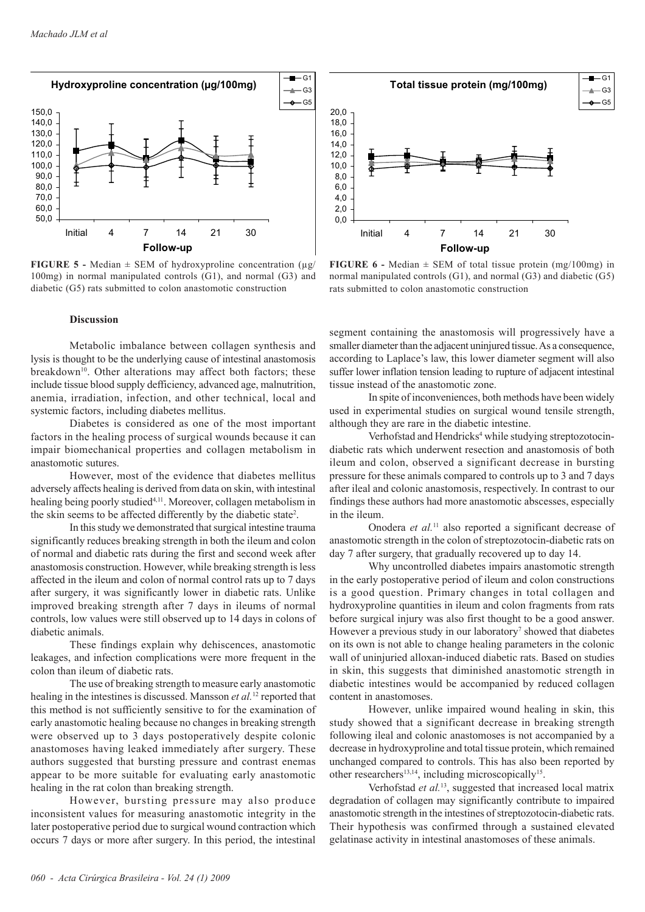**FIGURE 5 -** Median ± SEM of hydroxyproline concentration (μg/100mg) in normal manipulated controls (G1), and normal (G3) and diabetic (G5) rats submitted to colon anastomotic construction

**FIGURE 6 -** Median ± SEM of total tissue protein (mg/100mg) in normal manipulated controls (G1), and normal (G3) and diabetic (G5) rats submitted to colon anastomotic construction

### Discussion

Metabolic imbalance between collagen synthesis and lysis is thought to be the underlying cause of intestinal anastomosis breakdown[10]. Other alterations may affect both factors; these include tissue blood supply defficiency, advanced age, malnutrition, anemia, irradiation, infection, and other technical, local and systemic factors, including diabetes mellitus.

Diabetes is considered as one of the most important factors in the healing process of surgical wounds because it can impair biomechanical properties and collagen metabolism in anastomotic sutures.

However, most of the evidence that diabetes mellitus adversely affects healing is derived from data on skin, with intestinal healing being poorly studied[4,11]. Moreover, collagen metabolism in the skin seems to be affected differently by the diabetic state[2].

In this study we demonstrated that surgical intestine trauma significantly reduces breaking strength in both the ileum and colon of normal and diabetic rats during the first and second week after anastomosis construction. However, while breaking strength is less affected in the ileum and colon of normal control rats up to 7 days after surgery, it was significantly lower in diabetic rats. Unlike improved breaking strength after 7 days in ileums of normal controls, low values were still observed up to 14 days in colons of diabetic animals.

These findings explain why dehiscences, anastomotic leakages, and infection complications were more frequent in the colon than ileum of diabetic rats.

The use of breaking strength to measure early anastomotic healing in the intestines is discussed. Mansson *et al.*[12] reported that this method is not sufficiently sensitive to for the examination of early anastomotic healing because no changes in breaking strength were observed up to 3 days postoperatively despite colonic anastomoses having leaked immediately after surgery. These authors suggested that bursting pressure and contrast enemas appear to be more suitable for evaluating early anastomotic healing in the rat colon than breaking strength.

However, bursting pressure may also produce inconsistent values for measuring anastomotic integrity in the later postoperative period due to surgical wound contraction which occurs 7 days or more after surgery. In this period, the intestinal segment containing the anastomosis will progressively have a smaller diameter than the adjacent uninjured tissue. As a consequence, according to Laplace's law, this lower diameter segment will also suffer lower inflation tension leading to rupture of adjacent intestinal tissue instead of the anastomotic zone.

In spite of inconveniences, both methods have been widely used in experimental studies on surgical wound tensile strength, although they are rare in the diabetic intestine.

Verhofstad and Hendricks[4] while studying streptozotocin-diabetic rats which underwent resection and anastomosis of both ileum and colon, observed a significant decrease in bursting pressure for these animals compared to controls up to 3 and 7 days after ileal and colonic anastomosis, respectively. In contrast to our findings these authors had more anastomotic abscesses, especially in the ileum.

Onodera *et al.*[11] also reported a significant decrease of anastomotic strength in the colon of streptozotocin-diabetic rats on day 7 after surgery, that gradually recovered up to day 14.

Why uncontrolled diabetes impairs anastomotic strength in the early postoperative period of ileum and colon constructions is a good question. Primary changes in total collagen and hydroxyproline quantities in ileum and colon fragments from rats before surgical injury was also first thought to be a good answer. However a previous study in our laboratory[7] showed that diabetes on its own is not able to change healing parameters in the colonic wall of uninjuried alloxan-induced diabetic rats. Based on studies in skin, this suggests that diminished anastomotic strength in diabetic intestines would be accompanied by reduced collagen content in anastomoses.

However, unlike impaired wound healing in skin, this study showed that a significant decrease in breaking strength following ileal and colonic anastomoses is not accompanied by a decrease in hydroxyproline and total tissue protein, which remained unchanged compared to controls. This has also been reported by other researchers[13,14], including microscopically[15].

Verhofstad *et al.*[13], suggested that increased local matrix degradation of collagen may significantly contribute to impaired anastomotic strength in the intestines of streptozotocin-diabetic rats. Their hypothesis was confirmed through a sustained elevated gelatinase activity in intestinal anastomoses of these animals.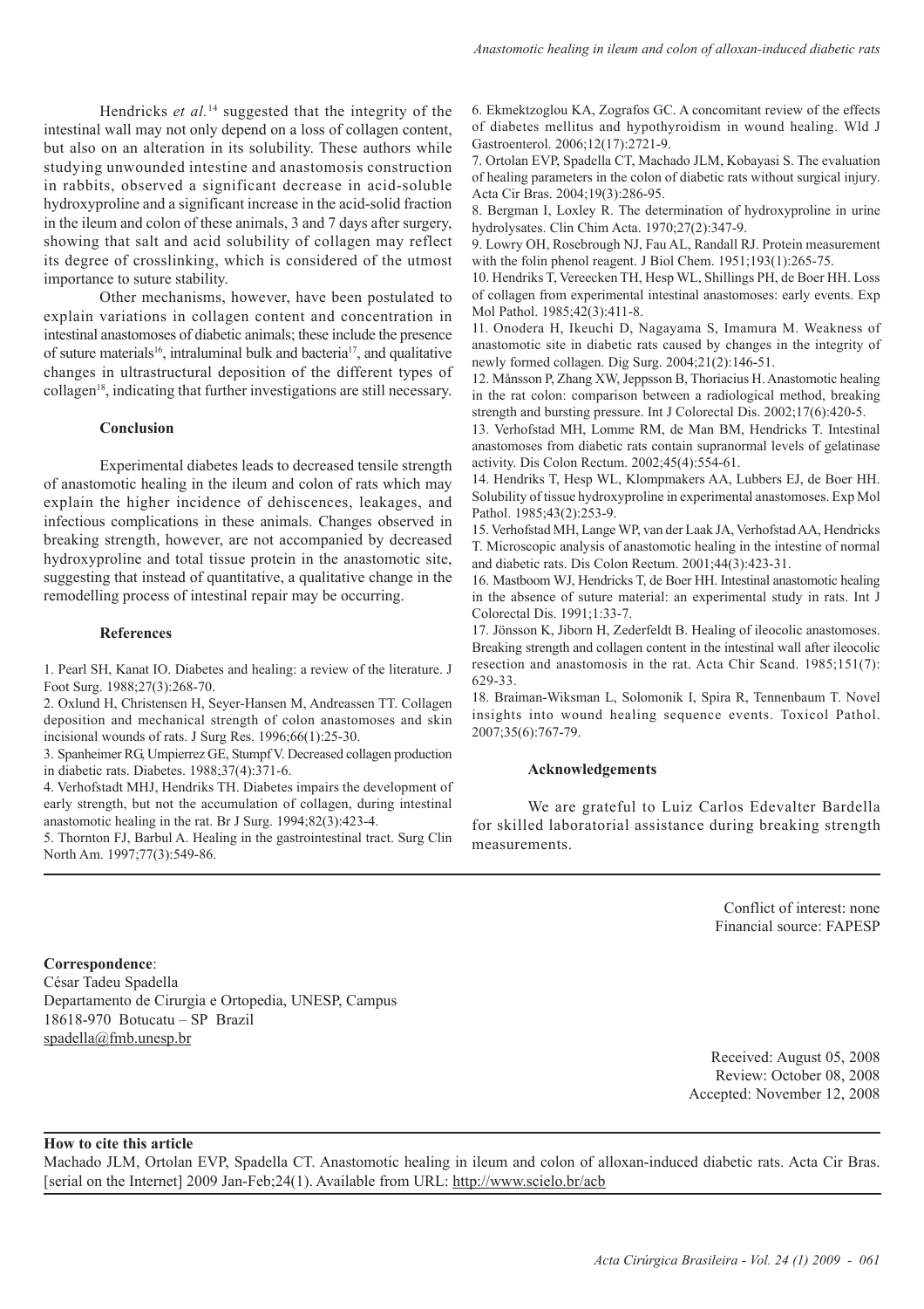Hendricks *et al.*[14] suggested that the integrity of the intestinal wall may not only depend on a loss of collagen content, but also on an alteration in its solubility. These authors while studying unwounded intestine and anastomosis construction in rabbits, observed a significant decrease in acid-soluble hydroxyproline and a significant increase in the acid-solid fraction in the ileum and colon of these animals, 3 and 7 days after surgery, showing that salt and acid solubility of collagen may reflect its degree of crosslinking, which is considered of the utmost importance to suture stability.

Other mechanisms, however, have been postulated to explain variations in collagen content and concentration in intestinal anastomoses of diabetic animals; these include the presence of suture materials[16], intraluminal bulk and bacteria[17], and qualitative changes in ultrastructural deposition of the different types of collagen[18], indicating that further investigations are still necessary.

## Conclusion

Experimental diabetes leads to decreased tensile strength of anastomotic healing in the ileum and colon of rats which may explain the higher incidence of dehiscences, leakages, and infectious complications in these animals. Changes observed in breaking strength, however, are not accompanied by decreased hydroxyproline and total tissue protein in the anastomotic site, suggesting that instead of quantitative, a qualitative change in the remodelling process of intestinal repair may be occurring.

## References

1. Pearl SH, Kanat IO. Diabetes and healing: a review of the literature. J Foot Surg. 1988;27(3):268-70.
2. Oxlund H, Christensen H, Seyer-Hansen M, Andreassen TT. Collagen deposition and mechanical strength of colon anastomoses and skin incisional wounds of rats. J Surg Res. 1996;66(1):25-30.
3. Spanheimer RG, Umpierrez GE, Stumpf V. Decreased collagen production in diabetic rats. Diabetes. 1988;37(4):371-6.
4. Verhofstadt MHJ, Hendriks TH. Diabetes impairs the development of early strength, but not the accumulation of collagen, during intestinal anastomotic healing in the rat. Br J Surg. 1994;82(3):423-4.
5. Thornton FJ, Barbul A. Healing in the gastrointestinal tract. Surg Clin North Am. 1997;77(3):549-86.
6. Ekmektzoglou KA, Zografos GC. A concomitant review of the effects of diabetes mellitus and hypothyroidism in wound healing. Wld J Gastroenterol. 2006;12(17):2721-9.
7. Ortolan EVP, Spadella CT, Machado JLM, Kobayasi S. The evaluation of healing parameters in the colon of diabetic rats without surgical injury. Acta Cir Bras. 2004;19(3):286-95.
8. Bergman I, Loxley R. The determination of hydroxyproline in urine hydrolysates. Clin Chim Acta. 1970;27(2):347-9.
9. Lowry OH, Rosebrough NJ, Fau AL, Randall RJ. Protein measurement with the folin phenol reagent. J Biol Chem. 1951;193(1):265-75.
10. Hendriks T, Vereecken TH, Hesp WL, Shillings PH, de Boer HH. Loss of collagen from experimental intestinal anastomoses: early events. Exp Mol Pathol. 1985;42(3):411-8.
11. Onodera H, Ikeuchi D, Nagayama S, Imamura M. Weakness of anastomotic site in diabetic rats caused by changes in the integrity of newly formed collagen. Dig Surg. 2004;21(2):146-51.
12. Månsson P, Zhang XW, Jeppsson B, Thoriacius H. Anastomotic healing in the rat colon: comparison between a radiological method, breaking strength and bursting pressure. Int J Colorectal Dis. 2002;17(6):420-5.
13. Verhofstad MH, Lomme RM, de Man BM, Hendricks T. Intestinal anastomoses from diabetic rats contain supranormal levels of gelatinase activity. Dis Colon Rectum. 2002;45(4):554-61.
14. Hendriks T, Hesp WL, Klompmakers AA, Lubbers EJ, de Boer HH. Solubility of tissue hydroxyproline in experimental anastomoses. Exp Mol Pathol. 1985;43(2):253-9.
15. Verhofstad MH, Lange WP, van der Laak JA, Verhofstad AA, Hendricks T. Microscopic analysis of anastomotic healing in the intestine of normal and diabetic rats. Dis Colon Rectum. 2001;44(3):423-31.
16. Mastboom WJ, Hendricks T, de Boer HH. Intestinal anastomotic healing in the absence of suture material: an experimental study in rats. Int J Colorectal Dis. 1991;1:33-7.
17. Jönsson K, Jiborn H, Zederfeldt B. Healing of ileocolic anastomoses. Breaking strength and collagen content in the intestinal wall after ileocolic resection and anastomosis in the rat. Acta Chir Scand. 1985;151(7): 629-33.
18. Braiman-Wiksman L, Solomonik I, Spira R, Tennenbaum T. Novel insights into wound healing sequence events. Toxicol Pathol. 2007;35(6):767-79.

## Acknowledgements

We are grateful to Luiz Carlos Edevalter Bardella for skilled laboratorial assistance during breaking strength measurements.

Conflict of interest: none
Financial source: FAPESP

**Correspondence**:
César Tadeu Spadella
Departamento de Cirurgia e Ortopedia, UNESP, Campus
18618-970 Botucatu – SP Brazil
spadella@fmb.unesp.br

Received: August 05, 2008
Review: October 08, 2008
Accepted: November 12, 2008

**How to cite this article**

Machado JLM, Ortolan EVP, Spadella CT. Anastomotic healing in ileum and colon of alloxan-induced diabetic rats. Acta Cir Bras. [serial on the Internet] 2009 Jan-Feb;24(1). Available from URL: http://www.scielo.br/acb